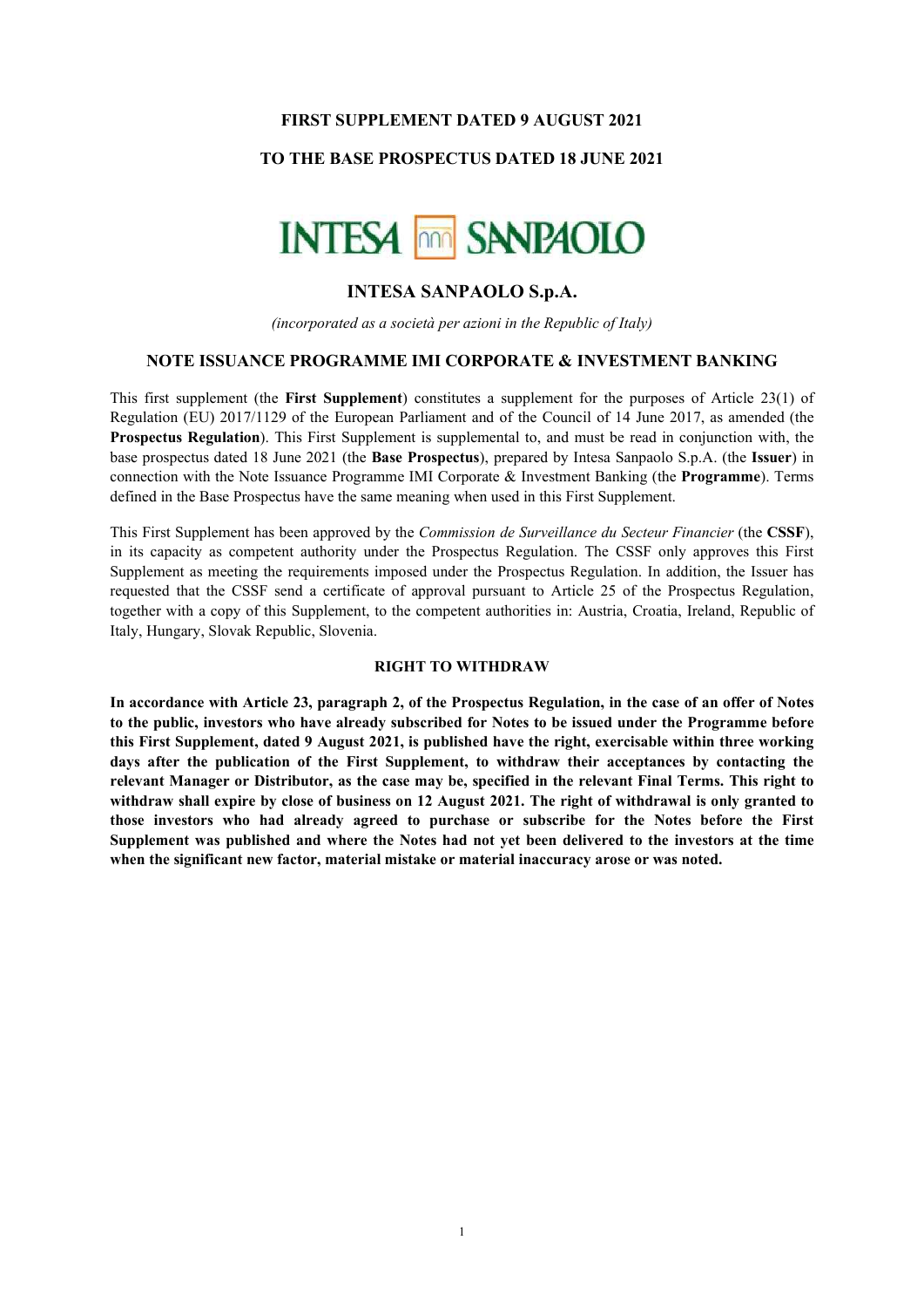**FIRST SUPPLEMENT DATED 9 AUGUST 2021**

**TO THE BASE PROSPECTUS DATED 18 JUNE 2021**

INTESA SANPAOLO

# INTESA SANPAOLO S.p.A.

*(incorporated as a società per azioni in the Republic of Italy)*

## NOTE ISSUANCE PROGRAMME IMI CORPORATE & INVESTMENT BANKING

This first supplement (the **First Supplement**) constitutes a supplement for the purposes of Article 23(1) of Regulation (EU) 2017/1129 of the European Parliament and of the Council of 14 June 2017, as amended (the **Prospectus Regulation**). This First Supplement is supplemental to, and must be read in conjunction with, the base prospectus dated 18 June 2021 (the **Base Prospectus**), prepared by Intesa Sanpaolo S.p.A. (the **Issuer**) in connection with the Note Issuance Programme IMI Corporate & Investment Banking (the **Programme**). Terms defined in the Base Prospectus have the same meaning when used in this First Supplement.

This First Supplement has been approved by the *Commission de Surveillance du Secteur Financier* (the **CSSF**), in its capacity as competent authority under the Prospectus Regulation. The CSSF only approves this First Supplement as meeting the requirements imposed under the Prospectus Regulation. In addition, the Issuer has requested that the CSSF send a certificate of approval pursuant to Article 25 of the Prospectus Regulation, together with a copy of this Supplement, to the competent authorities in: Austria, Croatia, Ireland, Republic of Italy, Hungary, Slovak Republic, Slovenia.

**RIGHT TO WITHDRAW**

**In accordance with Article 23, paragraph 2, of the Prospectus Regulation, in the case of an offer of Notes to the public, investors who have already subscribed for Notes to be issued under the Programme before this First Supplement, dated 9 August 2021, is published have the right, exercisable within three working days after the publication of the First Supplement, to withdraw their acceptances by contacting the relevant Manager or Distributor, as the case may be, specified in the relevant Final Terms. This right to withdraw shall expire by close of business on 12 August 2021. The right of withdrawal is only granted to those investors who had already agreed to purchase or subscribe for the Notes before the First Supplement was published and where the Notes had not yet been delivered to the investors at the time when the significant new factor, material mistake or material inaccuracy arose or was noted.**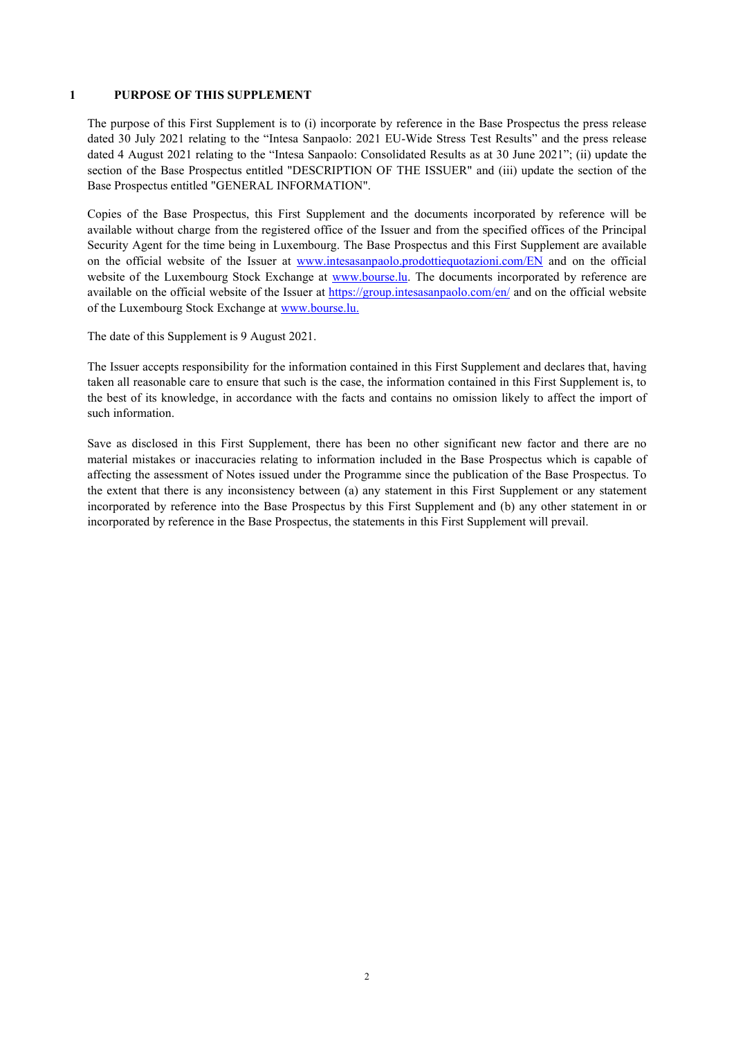## 1 PURPOSE OF THIS SUPPLEMENT

The purpose of this First Supplement is to (i) incorporate by reference in the Base Prospectus the press release dated 30 July 2021 relating to the "Intesa Sanpaolo: 2021 EU-Wide Stress Test Results" and the press release dated 4 August 2021 relating to the "Intesa Sanpaolo: Consolidated Results as at 30 June 2021"; (ii) update the section of the Base Prospectus entitled "DESCRIPTION OF THE ISSUER" and (iii) update the section of the Base Prospectus entitled "GENERAL INFORMATION".

Copies of the Base Prospectus, this First Supplement and the documents incorporated by reference will be available without charge from the registered office of the Issuer and from the specified offices of the Principal Security Agent for the time being in Luxembourg. The Base Prospectus and this First Supplement are available on the official website of the Issuer at www.intesasanpaolo.prodottiequotazioni.com/EN and on the official website of the Luxembourg Stock Exchange at www.bourse.lu. The documents incorporated by reference are available on the official website of the Issuer at https://group.intesasanpaolo.com/en/ and on the official website of the Luxembourg Stock Exchange at www.bourse.lu.

The date of this Supplement is 9 August 2021.

The Issuer accepts responsibility for the information contained in this First Supplement and declares that, having taken all reasonable care to ensure that such is the case, the information contained in this First Supplement is, to the best of its knowledge, in accordance with the facts and contains no omission likely to affect the import of such information.

Save as disclosed in this First Supplement, there has been no other significant new factor and there are no material mistakes or inaccuracies relating to information included in the Base Prospectus which is capable of affecting the assessment of Notes issued under the Programme since the publication of the Base Prospectus. To the extent that there is any inconsistency between (a) any statement in this First Supplement or any statement incorporated by reference into the Base Prospectus by this First Supplement and (b) any other statement in or incorporated by reference in the Base Prospectus, the statements in this First Supplement will prevail.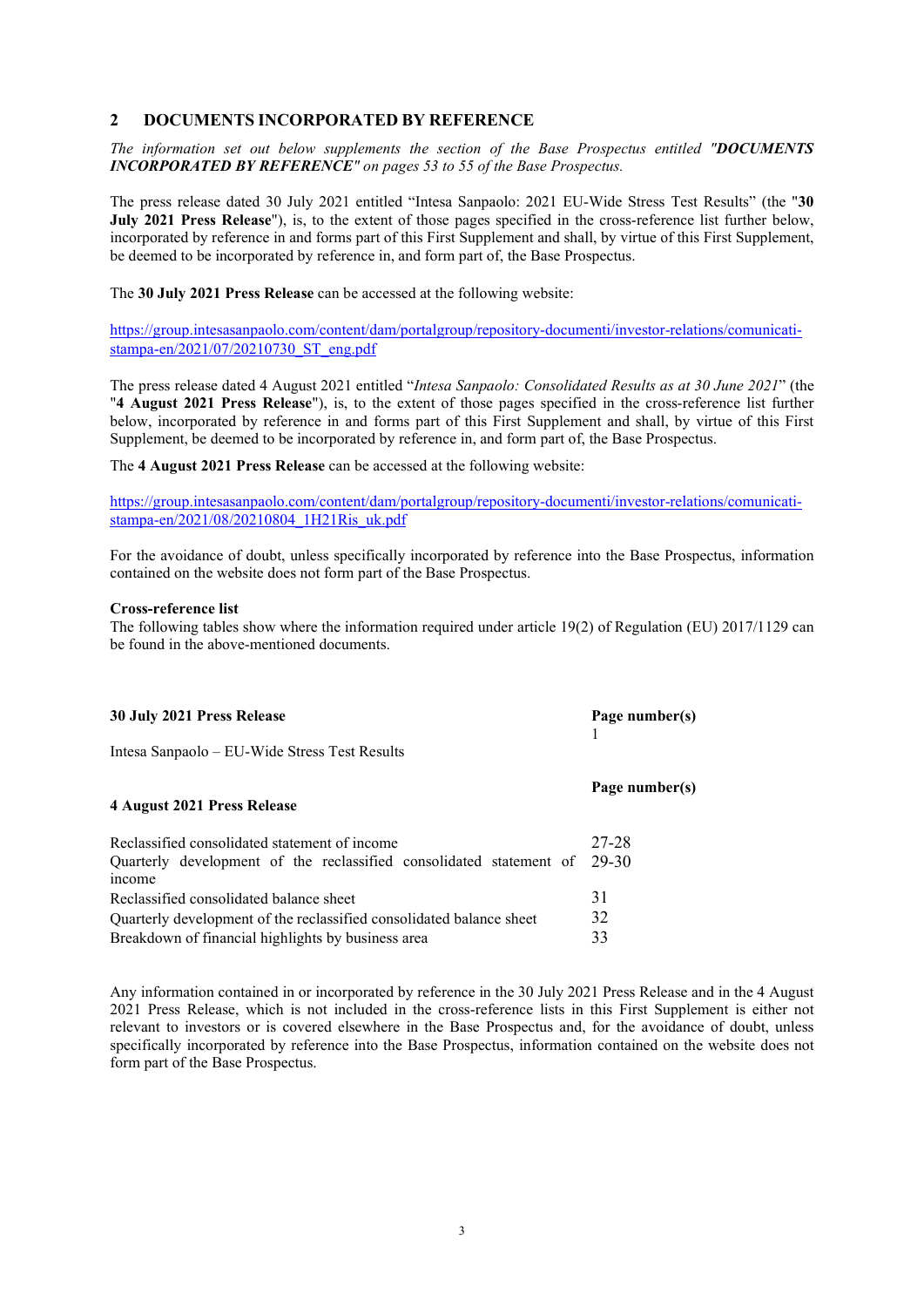## 2 DOCUMENTS INCORPORATED BY REFERENCE

*The information set out below supplements the section of the Base Prospectus entitled "**DOCUMENTS INCORPORATED BY REFERENCE**" on pages 53 to 55 of the Base Prospectus.*

The press release dated 30 July 2021 entitled "Intesa Sanpaolo: 2021 EU-Wide Stress Test Results" (the "**30 July 2021 Press Release**"), is, to the extent of those pages specified in the cross-reference list further below, incorporated by reference in and forms part of this First Supplement and shall, by virtue of this First Supplement, be deemed to be incorporated by reference in, and form part of, the Base Prospectus.

The **30 July 2021 Press Release** can be accessed at the following website:

https://group.intesasanpaolo.com/content/dam/portalgroup/repository-documenti/investor-relations/comunicati-stampa-en/2021/07/20210730_ST_eng.pdf

The press release dated 4 August 2021 entitled "*Intesa Sanpaolo: Consolidated Results as at 30 June 2021*" (the "**4 August 2021 Press Release**"), is, to the extent of those pages specified in the cross-reference list further below, incorporated by reference in and forms part of this First Supplement and shall, by virtue of this First Supplement, be deemed to be incorporated by reference in, and form part of, the Base Prospectus.

The **4 August 2021 Press Release** can be accessed at the following website:

https://group.intesasanpaolo.com/content/dam/portalgroup/repository-documenti/investor-relations/comunicati-stampa-en/2021/08/20210804_1H21Ris_uk.pdf

For the avoidance of doubt, unless specifically incorporated by reference into the Base Prospectus, information contained on the website does not form part of the Base Prospectus.

**Cross-reference list**

The following tables show where the information required under article 19(2) of Regulation (EU) 2017/1129 can be found in the above-mentioned documents.

| **30 July 2021 Press Release** | **Page number(s)** |
|---|---|
| Intesa Sanpaolo – EU-Wide Stress Test Results | 1 |

| **4 August 2021 Press Release** | **Page number(s)** |
|---|---|
| Reclassified consolidated statement of income | 27-28 |
| Quarterly development of the reclassified consolidated statement of income | 29-30 |
| Reclassified consolidated balance sheet | 31 |
| Quarterly development of the reclassified consolidated balance sheet | 32 |
| Breakdown of financial highlights by business area | 33 |

Any information contained in or incorporated by reference in the 30 July 2021 Press Release and in the 4 August 2021 Press Release, which is not included in the cross-reference lists in this First Supplement is either not relevant to investors or is covered elsewhere in the Base Prospectus and, for the avoidance of doubt, unless specifically incorporated by reference into the Base Prospectus, information contained on the website does not form part of the Base Prospectus.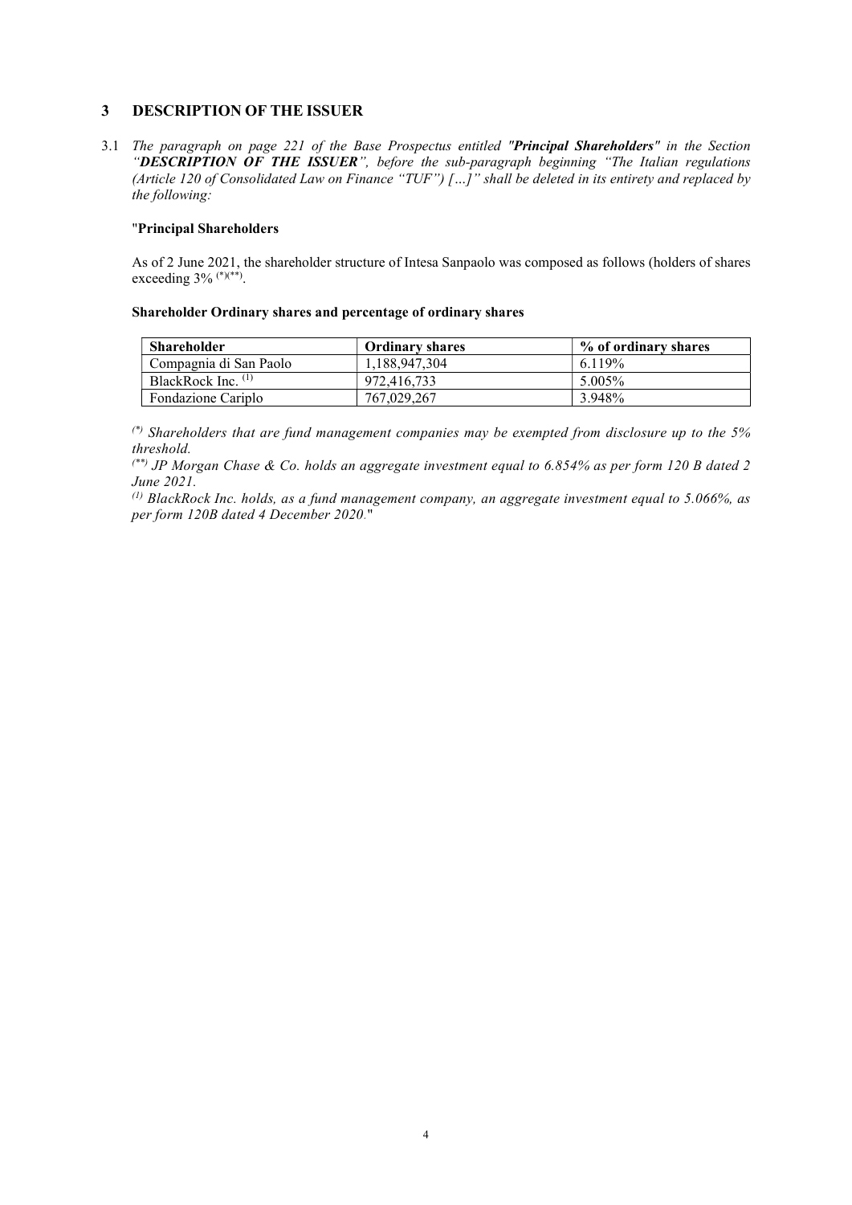## 3 DESCRIPTION OF THE ISSUER

3.1 *The paragraph on page 221 of the Base Prospectus entitled "**Principal Shareholders**" in the Section "**DESCRIPTION OF THE ISSUER**", before the sub-paragraph beginning "The Italian regulations (Article 120 of Consolidated Law on Finance "TUF") […]" shall be deleted in its entirety and replaced by the following:*

"**Principal Shareholders**

As of 2 June 2021, the shareholder structure of Intesa Sanpaolo was composed as follows (holders of shares exceeding 3% (*)(**).

**Shareholder Ordinary shares and percentage of ordinary shares**

| Shareholder | Ordinary shares | % of ordinary shares |
|---|---|---|
| Compagnia di San Paolo | 1,188,947,304 | 6.119% |
| BlackRock Inc. (1) | 972,416,733 | 5.005% |
| Fondazione Cariplo | 767,029,267 | 3.948% |

*(\*) Shareholders that are fund management companies may be exempted from disclosure up to the 5% threshold.*

*(\*\*) JP Morgan Chase & Co. holds an aggregate investment equal to 6.854% as per form 120 B dated 2 June 2021.*

*(1) BlackRock Inc. holds, as a fund management company, an aggregate investment equal to 5.066%, as per form 120B dated 4 December 2020.*"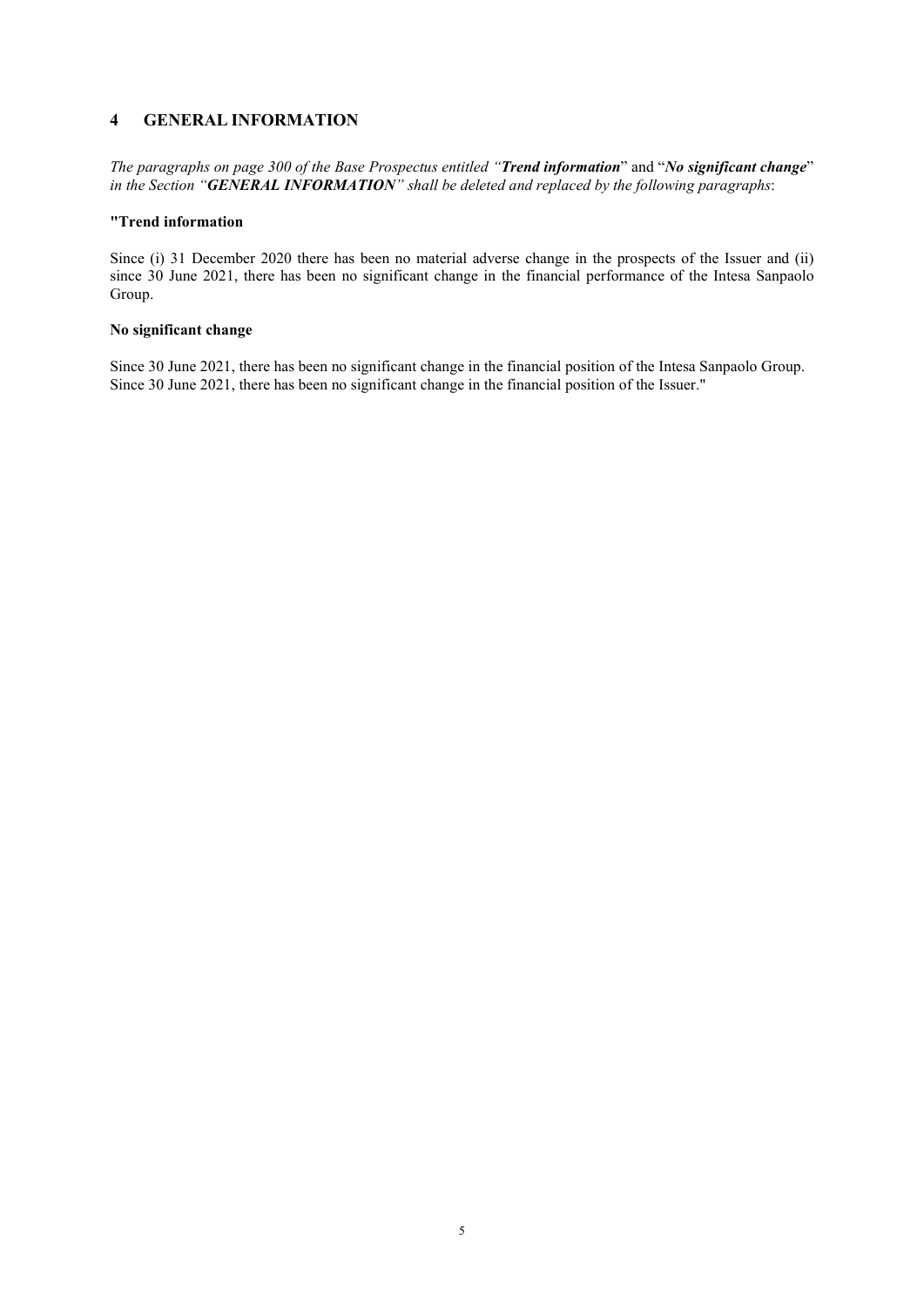## 4 GENERAL INFORMATION

*The paragraphs on page 300 of the Base Prospectus entitled "**Trend information**" and "**No significant change**" in the Section "**GENERAL INFORMATION**" shall be deleted and replaced by the following paragraphs*:

**"Trend information**

Since (i) 31 December 2020 there has been no material adverse change in the prospects of the Issuer and (ii) since 30 June 2021, there has been no significant change in the financial performance of the Intesa Sanpaolo Group.

**No significant change**

Since 30 June 2021, there has been no significant change in the financial position of the Intesa Sanpaolo Group. Since 30 June 2021, there has been no significant change in the financial position of the Issuer."